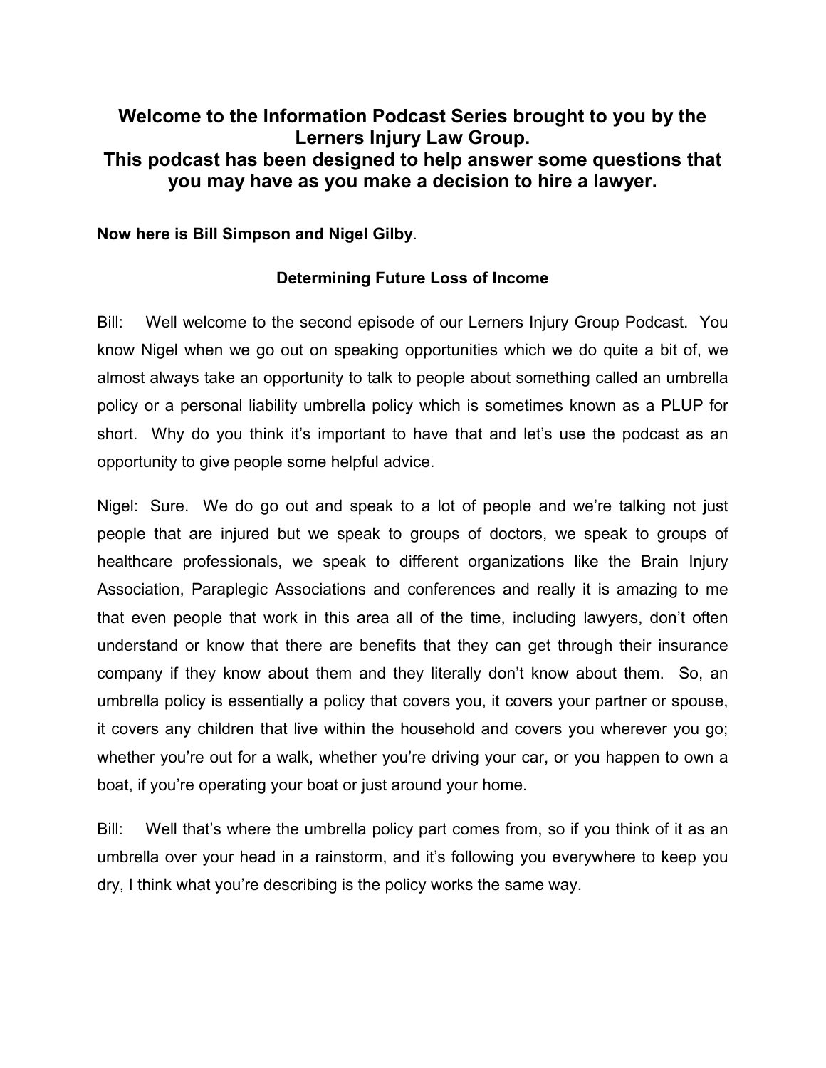**Welcome to the Information Podcast Series brought to you by the Lerners Injury Law Group.**
**This podcast has been designed to help answer some questions that you may have as you make a decision to hire a lawyer.**

**Now here is Bill Simpson and Nigel Gilby**.

**Determining Future Loss of Income**

Bill: Well welcome to the second episode of our Lerners Injury Group Podcast. You know Nigel when we go out on speaking opportunities which we do quite a bit of, we almost always take an opportunity to talk to people about something called an umbrella policy or a personal liability umbrella policy which is sometimes known as a PLUP for short. Why do you think it's important to have that and let's use the podcast as an opportunity to give people some helpful advice.

Nigel: Sure. We do go out and speak to a lot of people and we're talking not just people that are injured but we speak to groups of doctors, we speak to groups of healthcare professionals, we speak to different organizations like the Brain Injury Association, Paraplegic Associations and conferences and really it is amazing to me that even people that work in this area all of the time, including lawyers, don't often understand or know that there are benefits that they can get through their insurance company if they know about them and they literally don't know about them. So, an umbrella policy is essentially a policy that covers you, it covers your partner or spouse, it covers any children that live within the household and covers you wherever you go; whether you're out for a walk, whether you're driving your car, or you happen to own a boat, if you're operating your boat or just around your home.

Bill: Well that's where the umbrella policy part comes from, so if you think of it as an umbrella over your head in a rainstorm, and it's following you everywhere to keep you dry, I think what you're describing is the policy works the same way.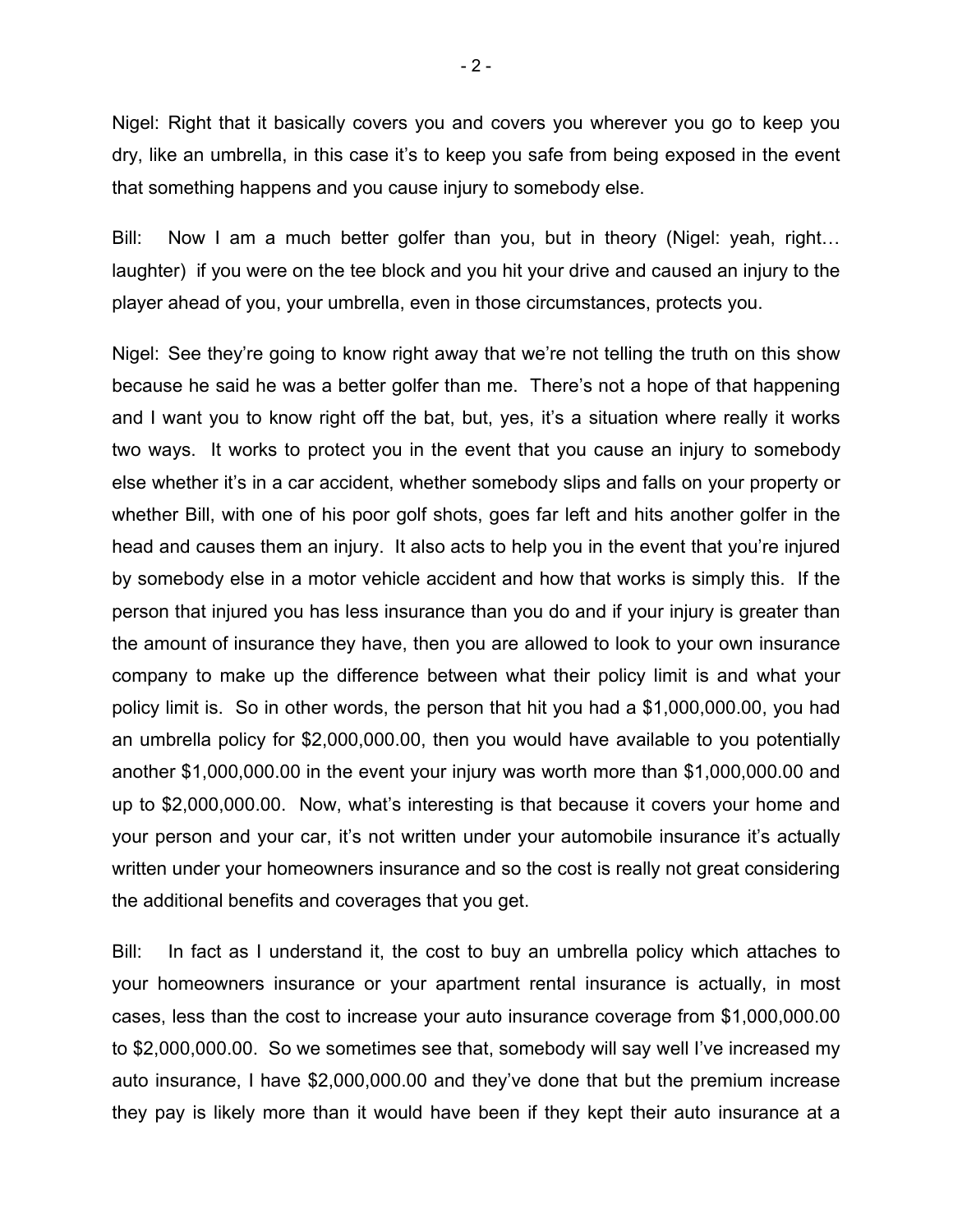Nigel: Right that it basically covers you and covers you wherever you go to keep you dry, like an umbrella, in this case it's to keep you safe from being exposed in the event that something happens and you cause injury to somebody else.

Bill: Now I am a much better golfer than you, but in theory (Nigel: yeah, right… laughter) if you were on the tee block and you hit your drive and caused an injury to the player ahead of you, your umbrella, even in those circumstances, protects you.

Nigel: See they're going to know right away that we're not telling the truth on this show because he said he was a better golfer than me. There's not a hope of that happening and I want you to know right off the bat, but, yes, it's a situation where really it works two ways. It works to protect you in the event that you cause an injury to somebody else whether it's in a car accident, whether somebody slips and falls on your property or whether Bill, with one of his poor golf shots, goes far left and hits another golfer in the head and causes them an injury. It also acts to help you in the event that you're injured by somebody else in a motor vehicle accident and how that works is simply this. If the person that injured you has less insurance than you do and if your injury is greater than the amount of insurance they have, then you are allowed to look to your own insurance company to make up the difference between what their policy limit is and what your policy limit is. So in other words, the person that hit you had a $1,000,000.00, you had an umbrella policy for $2,000,000.00, then you would have available to you potentially another $1,000,000.00 in the event your injury was worth more than $1,000,000.00 and up to $2,000,000.00. Now, what's interesting is that because it covers your home and your person and your car, it's not written under your automobile insurance it's actually written under your homeowners insurance and so the cost is really not great considering the additional benefits and coverages that you get.

Bill: In fact as I understand it, the cost to buy an umbrella policy which attaches to your homeowners insurance or your apartment rental insurance is actually, in most cases, less than the cost to increase your auto insurance coverage from $1,000,000.00 to $2,000,000.00. So we sometimes see that, somebody will say well I've increased my auto insurance, I have $2,000,000.00 and they've done that but the premium increase they pay is likely more than it would have been if they kept their auto insurance at a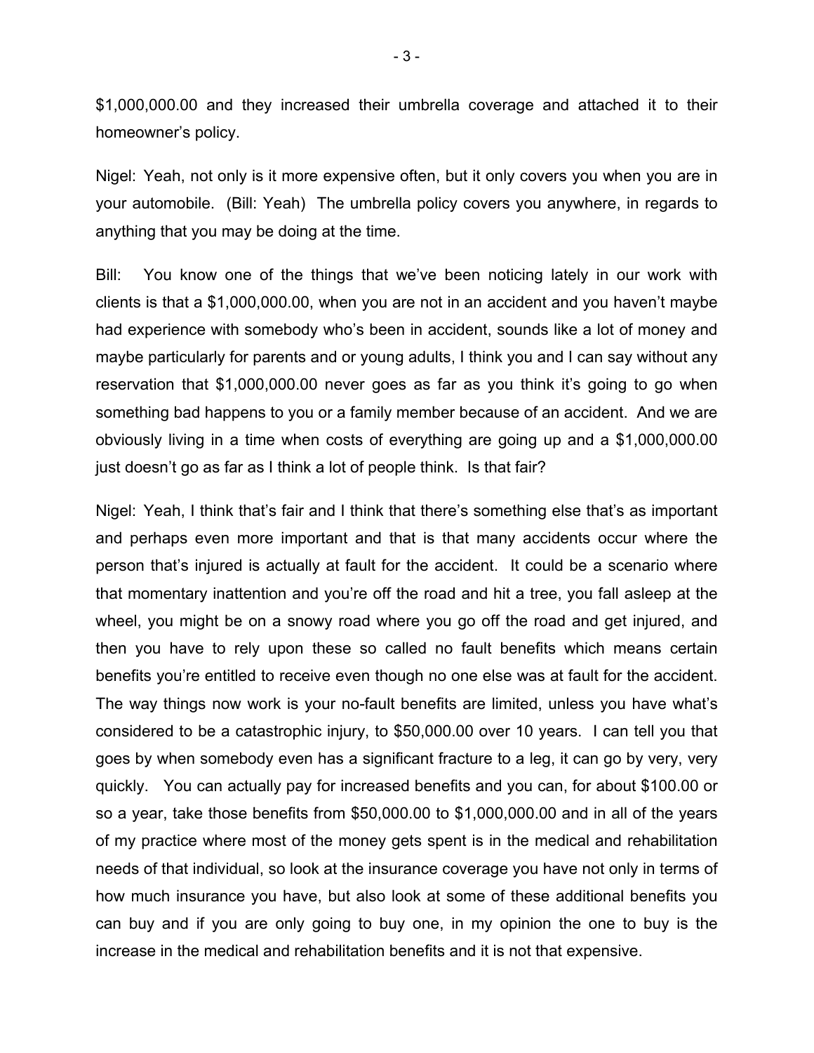$1,000,000.00 and they increased their umbrella coverage and attached it to their homeowner's policy.

Nigel: Yeah, not only is it more expensive often, but it only covers you when you are in your automobile. (Bill: Yeah) The umbrella policy covers you anywhere, in regards to anything that you may be doing at the time.

Bill: You know one of the things that we've been noticing lately in our work with clients is that a $1,000,000.00, when you are not in an accident and you haven't maybe had experience with somebody who's been in accident, sounds like a lot of money and maybe particularly for parents and or young adults, I think you and I can say without any reservation that $1,000,000.00 never goes as far as you think it's going to go when something bad happens to you or a family member because of an accident. And we are obviously living in a time when costs of everything are going up and a $1,000,000.00 just doesn't go as far as I think a lot of people think. Is that fair?

Nigel: Yeah, I think that's fair and I think that there's something else that's as important and perhaps even more important and that is that many accidents occur where the person that's injured is actually at fault for the accident. It could be a scenario where that momentary inattention and you're off the road and hit a tree, you fall asleep at the wheel, you might be on a snowy road where you go off the road and get injured, and then you have to rely upon these so called no fault benefits which means certain benefits you're entitled to receive even though no one else was at fault for the accident. The way things now work is your no-fault benefits are limited, unless you have what's considered to be a catastrophic injury, to $50,000.00 over 10 years. I can tell you that goes by when somebody even has a significant fracture to a leg, it can go by very, very quickly. You can actually pay for increased benefits and you can, for about $100.00 or so a year, take those benefits from $50,000.00 to $1,000,000.00 and in all of the years of my practice where most of the money gets spent is in the medical and rehabilitation needs of that individual, so look at the insurance coverage you have not only in terms of how much insurance you have, but also look at some of these additional benefits you can buy and if you are only going to buy one, in my opinion the one to buy is the increase in the medical and rehabilitation benefits and it is not that expensive.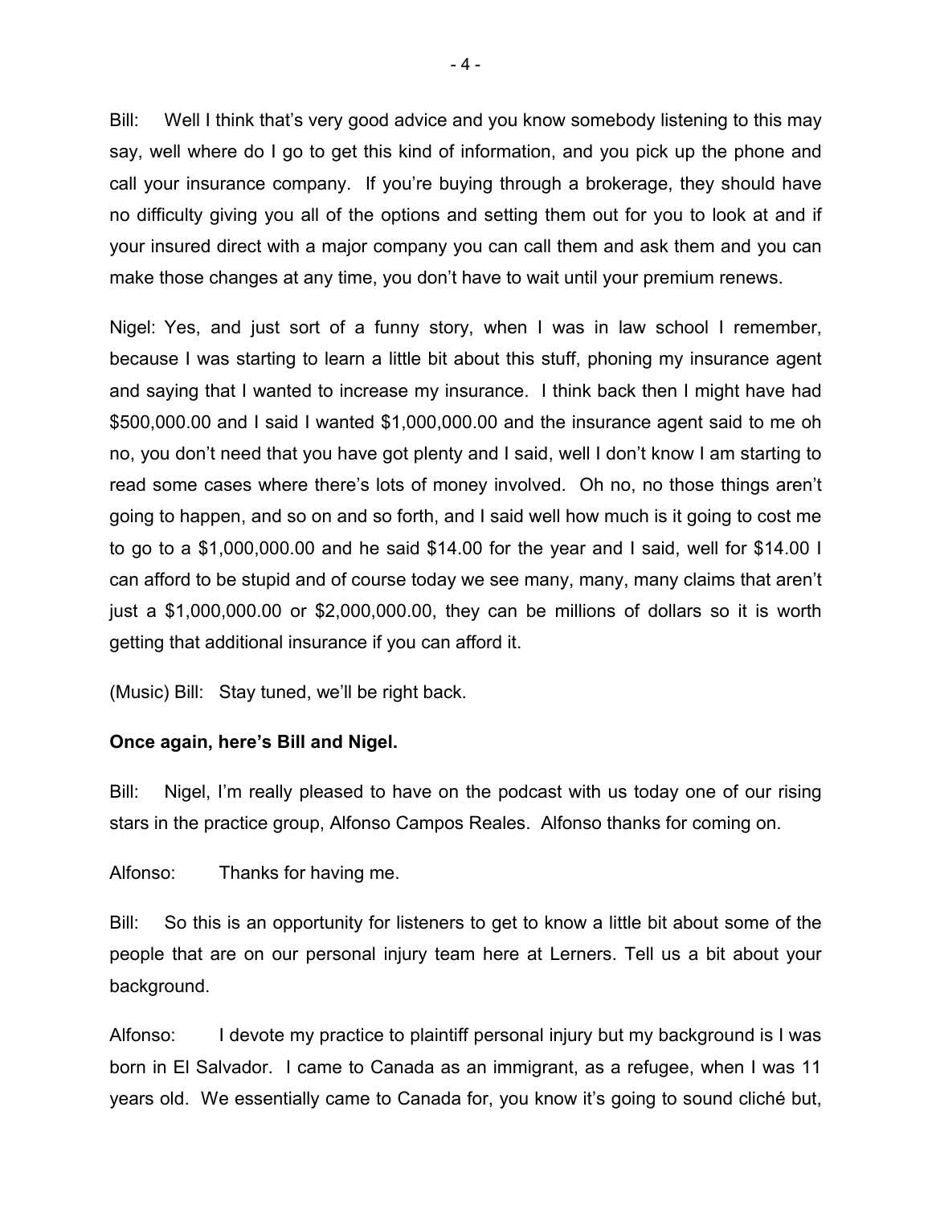Bill: Well I think that's very good advice and you know somebody listening to this may say, well where do I go to get this kind of information, and you pick up the phone and call your insurance company. If you're buying through a brokerage, they should have no difficulty giving you all of the options and setting them out for you to look at and if your insured direct with a major company you can call them and ask them and you can make those changes at any time, you don't have to wait until your premium renews.

Nigel: Yes, and just sort of a funny story, when I was in law school I remember, because I was starting to learn a little bit about this stuff, phoning my insurance agent and saying that I wanted to increase my insurance. I think back then I might have had $500,000.00 and I said I wanted $1,000,000.00 and the insurance agent said to me oh no, you don't need that you have got plenty and I said, well I don't know I am starting to read some cases where there's lots of money involved. Oh no, no those things aren't going to happen, and so on and so forth, and I said well how much is it going to cost me to go to a $1,000,000.00 and he said $14.00 for the year and I said, well for $14.00 I can afford to be stupid and of course today we see many, many, many claims that aren't just a $1,000,000.00 or $2,000,000.00, they can be millions of dollars so it is worth getting that additional insurance if you can afford it.

(Music) Bill: Stay tuned, we'll be right back.

**Once again, here's Bill and Nigel.**

Bill: Nigel, I'm really pleased to have on the podcast with us today one of our rising stars in the practice group, Alfonso Campos Reales. Alfonso thanks for coming on.

Alfonso: Thanks for having me.

Bill: So this is an opportunity for listeners to get to know a little bit about some of the people that are on our personal injury team here at Lerners. Tell us a bit about your background.

Alfonso: I devote my practice to plaintiff personal injury but my background is I was born in El Salvador. I came to Canada as an immigrant, as a refugee, when I was 11 years old. We essentially came to Canada for, you know it's going to sound cliché but,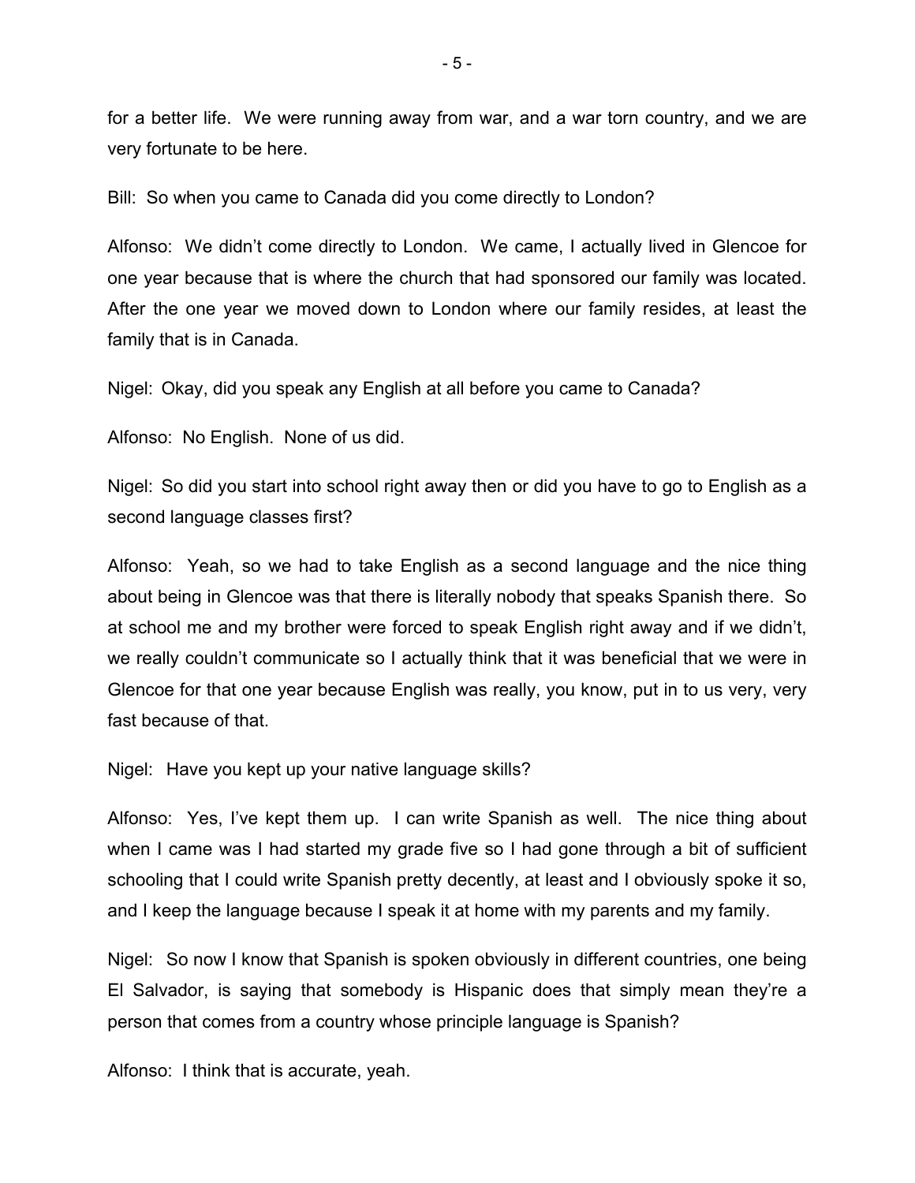for a better life. We were running away from war, and a war torn country, and we are very fortunate to be here.

Bill: So when you came to Canada did you come directly to London?

Alfonso: We didn't come directly to London. We came, I actually lived in Glencoe for one year because that is where the church that had sponsored our family was located. After the one year we moved down to London where our family resides, at least the family that is in Canada.

Nigel: Okay, did you speak any English at all before you came to Canada?

Alfonso: No English. None of us did.

Nigel: So did you start into school right away then or did you have to go to English as a second language classes first?

Alfonso: Yeah, so we had to take English as a second language and the nice thing about being in Glencoe was that there is literally nobody that speaks Spanish there. So at school me and my brother were forced to speak English right away and if we didn't, we really couldn't communicate so I actually think that it was beneficial that we were in Glencoe for that one year because English was really, you know, put in to us very, very fast because of that.

Nigel: Have you kept up your native language skills?

Alfonso: Yes, I've kept them up. I can write Spanish as well. The nice thing about when I came was I had started my grade five so I had gone through a bit of sufficient schooling that I could write Spanish pretty decently, at least and I obviously spoke it so, and I keep the language because I speak it at home with my parents and my family.

Nigel: So now I know that Spanish is spoken obviously in different countries, one being El Salvador, is saying that somebody is Hispanic does that simply mean they're a person that comes from a country whose principle language is Spanish?

Alfonso: I think that is accurate, yeah.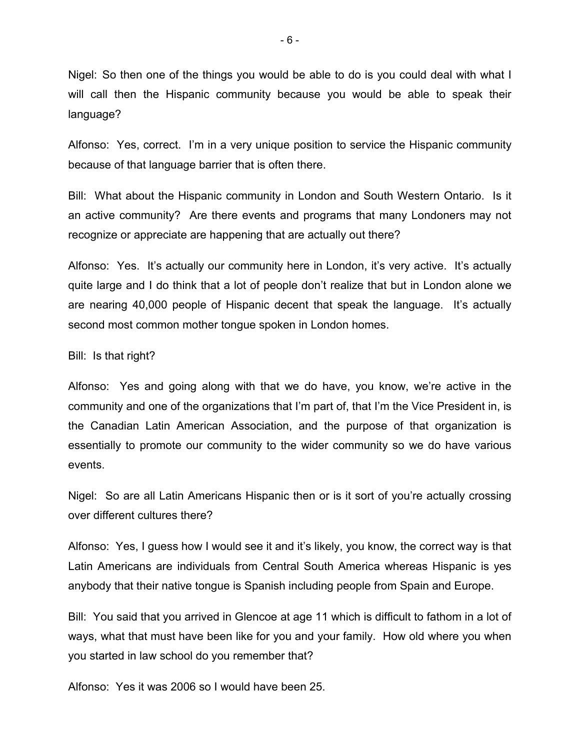Nigel: So then one of the things you would be able to do is you could deal with what I will call then the Hispanic community because you would be able to speak their language?

Alfonso: Yes, correct. I'm in a very unique position to service the Hispanic community because of that language barrier that is often there.

Bill: What about the Hispanic community in London and South Western Ontario. Is it an active community? Are there events and programs that many Londoners may not recognize or appreciate are happening that are actually out there?

Alfonso: Yes. It's actually our community here in London, it's very active. It's actually quite large and I do think that a lot of people don't realize that but in London alone we are nearing 40,000 people of Hispanic decent that speak the language. It's actually second most common mother tongue spoken in London homes.

Bill: Is that right?

Alfonso: Yes and going along with that we do have, you know, we're active in the community and one of the organizations that I'm part of, that I'm the Vice President in, is the Canadian Latin American Association, and the purpose of that organization is essentially to promote our community to the wider community so we do have various events.

Nigel: So are all Latin Americans Hispanic then or is it sort of you're actually crossing over different cultures there?

Alfonso: Yes, I guess how I would see it and it's likely, you know, the correct way is that Latin Americans are individuals from Central South America whereas Hispanic is yes anybody that their native tongue is Spanish including people from Spain and Europe.

Bill: You said that you arrived in Glencoe at age 11 which is difficult to fathom in a lot of ways, what that must have been like for you and your family. How old where you when you started in law school do you remember that?

Alfonso: Yes it was 2006 so I would have been 25.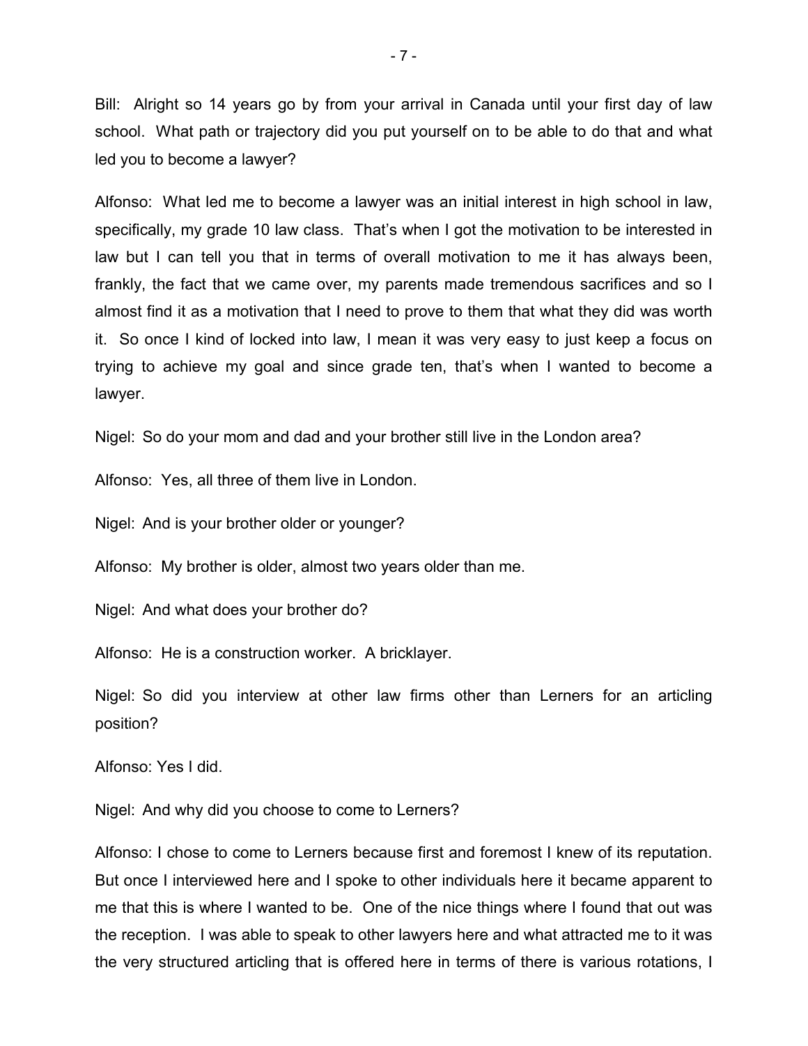Bill: Alright so 14 years go by from your arrival in Canada until your first day of law school. What path or trajectory did you put yourself on to be able to do that and what led you to become a lawyer?

Alfonso: What led me to become a lawyer was an initial interest in high school in law, specifically, my grade 10 law class. That's when I got the motivation to be interested in law but I can tell you that in terms of overall motivation to me it has always been, frankly, the fact that we came over, my parents made tremendous sacrifices and so I almost find it as a motivation that I need to prove to them that what they did was worth it. So once I kind of locked into law, I mean it was very easy to just keep a focus on trying to achieve my goal and since grade ten, that's when I wanted to become a lawyer.

Nigel: So do your mom and dad and your brother still live in the London area?

Alfonso: Yes, all three of them live in London.

Nigel: And is your brother older or younger?

Alfonso: My brother is older, almost two years older than me.

Nigel: And what does your brother do?

Alfonso: He is a construction worker. A bricklayer.

Nigel: So did you interview at other law firms other than Lerners for an articling position?

Alfonso: Yes I did.

Nigel: And why did you choose to come to Lerners?

Alfonso: I chose to come to Lerners because first and foremost I knew of its reputation. But once I interviewed here and I spoke to other individuals here it became apparent to me that this is where I wanted to be. One of the nice things where I found that out was the reception. I was able to speak to other lawyers here and what attracted me to it was the very structured articling that is offered here in terms of there is various rotations, I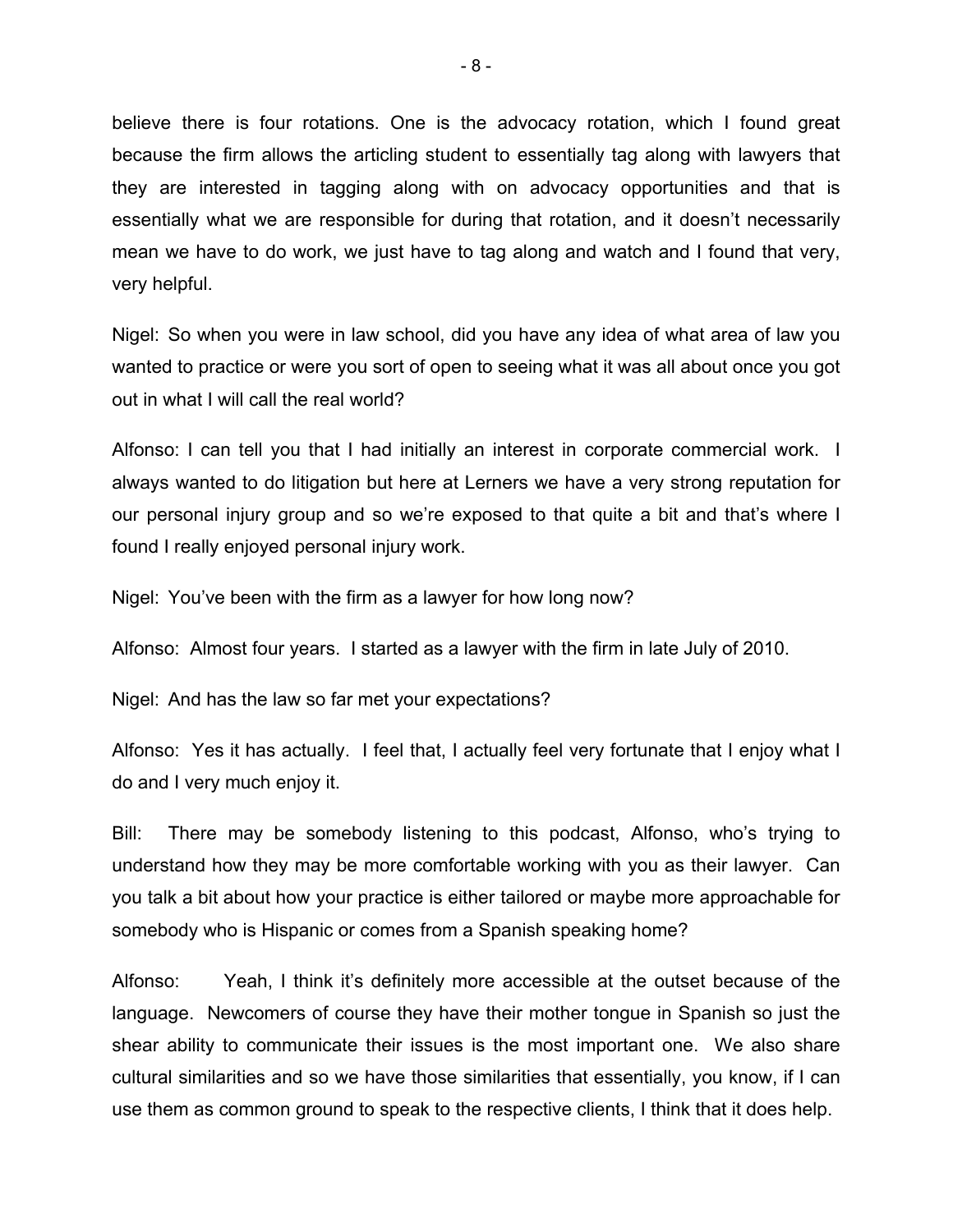believe there is four rotations. One is the advocacy rotation, which I found great because the firm allows the articling student to essentially tag along with lawyers that they are interested in tagging along with on advocacy opportunities and that is essentially what we are responsible for during that rotation, and it doesn't necessarily mean we have to do work, we just have to tag along and watch and I found that very, very helpful.

Nigel: So when you were in law school, did you have any idea of what area of law you wanted to practice or were you sort of open to seeing what it was all about once you got out in what I will call the real world?

Alfonso: I can tell you that I had initially an interest in corporate commercial work. I always wanted to do litigation but here at Lerners we have a very strong reputation for our personal injury group and so we're exposed to that quite a bit and that's where I found I really enjoyed personal injury work.

Nigel: You've been with the firm as a lawyer for how long now?

Alfonso: Almost four years. I started as a lawyer with the firm in late July of 2010.

Nigel: And has the law so far met your expectations?

Alfonso: Yes it has actually. I feel that, I actually feel very fortunate that I enjoy what I do and I very much enjoy it.

Bill: There may be somebody listening to this podcast, Alfonso, who's trying to understand how they may be more comfortable working with you as their lawyer. Can you talk a bit about how your practice is either tailored or maybe more approachable for somebody who is Hispanic or comes from a Spanish speaking home?

Alfonso: Yeah, I think it's definitely more accessible at the outset because of the language. Newcomers of course they have their mother tongue in Spanish so just the shear ability to communicate their issues is the most important one. We also share cultural similarities and so we have those similarities that essentially, you know, if I can use them as common ground to speak to the respective clients, I think that it does help.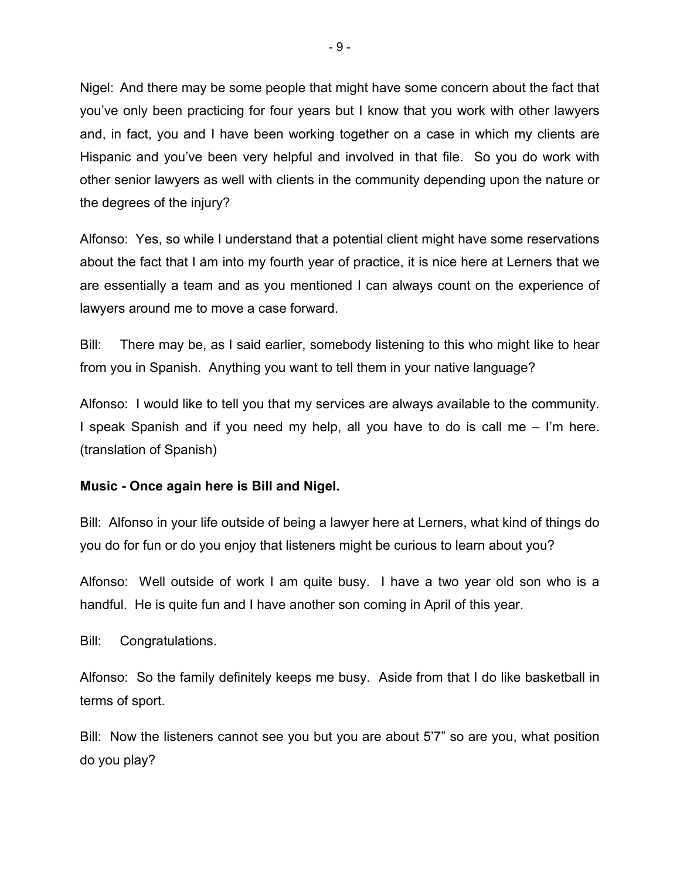Nigel: And there may be some people that might have some concern about the fact that you've only been practicing for four years but I know that you work with other lawyers and, in fact, you and I have been working together on a case in which my clients are Hispanic and you've been very helpful and involved in that file. So you do work with other senior lawyers as well with clients in the community depending upon the nature or the degrees of the injury?

Alfonso: Yes, so while I understand that a potential client might have some reservations about the fact that I am into my fourth year of practice, it is nice here at Lerners that we are essentially a team and as you mentioned I can always count on the experience of lawyers around me to move a case forward.

Bill: There may be, as I said earlier, somebody listening to this who might like to hear from you in Spanish. Anything you want to tell them in your native language?

Alfonso: I would like to tell you that my services are always available to the community. I speak Spanish and if you need my help, all you have to do is call me – I'm here. (translation of Spanish)

**Music - Once again here is Bill and Nigel.**

Bill: Alfonso in your life outside of being a lawyer here at Lerners, what kind of things do you do for fun or do you enjoy that listeners might be curious to learn about you?

Alfonso: Well outside of work I am quite busy. I have a two year old son who is a handful. He is quite fun and I have another son coming in April of this year.

Bill: Congratulations.

Alfonso: So the family definitely keeps me busy. Aside from that I do like basketball in terms of sport.

Bill: Now the listeners cannot see you but you are about 5'7" so are you, what position do you play?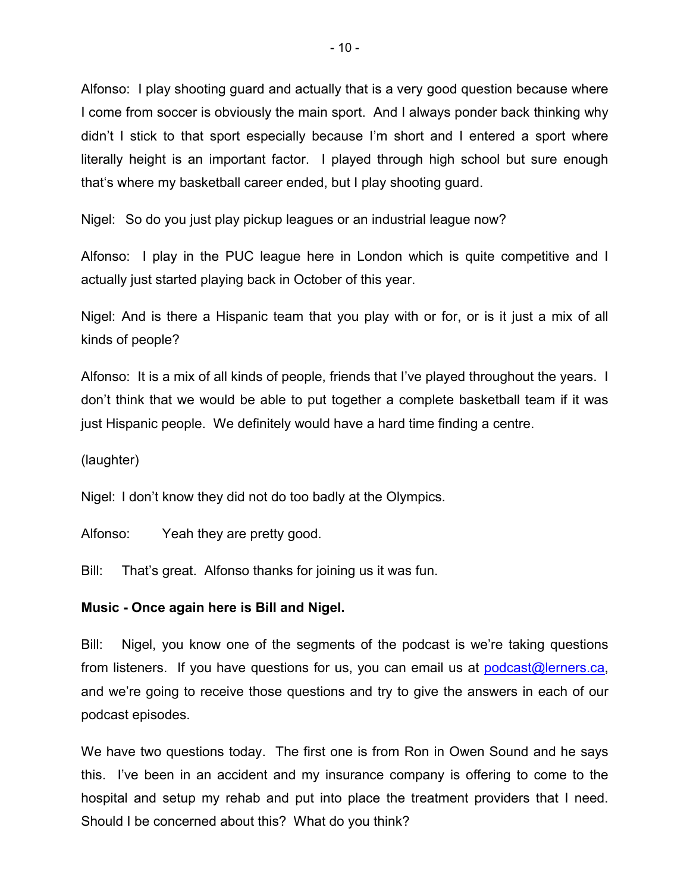Alfonso: I play shooting guard and actually that is a very good question because where I come from soccer is obviously the main sport. And I always ponder back thinking why didn't I stick to that sport especially because I'm short and I entered a sport where literally height is an important factor. I played through high school but sure enough that's where my basketball career ended, but I play shooting guard.

Nigel: So do you just play pickup leagues or an industrial league now?

Alfonso: I play in the PUC league here in London which is quite competitive and I actually just started playing back in October of this year.

Nigel: And is there a Hispanic team that you play with or for, or is it just a mix of all kinds of people?

Alfonso: It is a mix of all kinds of people, friends that I've played throughout the years. I don't think that we would be able to put together a complete basketball team if it was just Hispanic people. We definitely would have a hard time finding a centre.

(laughter)

Nigel: I don't know they did not do too badly at the Olympics.

Alfonso: Yeah they are pretty good.

Bill: That's great. Alfonso thanks for joining us it was fun.

**Music - Once again here is Bill and Nigel.**

Bill: Nigel, you know one of the segments of the podcast is we're taking questions from listeners. If you have questions for us, you can email us at podcast@lerners.ca, and we're going to receive those questions and try to give the answers in each of our podcast episodes.

We have two questions today. The first one is from Ron in Owen Sound and he says this. I've been in an accident and my insurance company is offering to come to the hospital and setup my rehab and put into place the treatment providers that I need. Should I be concerned about this? What do you think?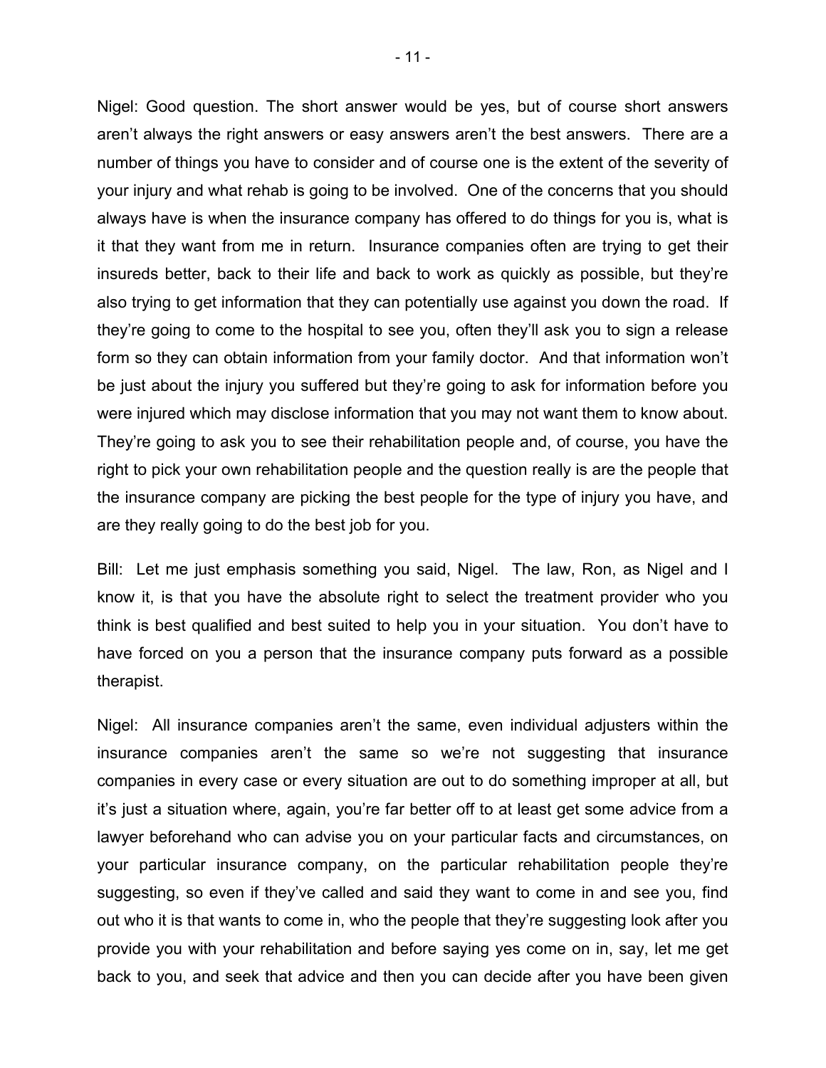Nigel: Good question. The short answer would be yes, but of course short answers aren't always the right answers or easy answers aren't the best answers. There are a number of things you have to consider and of course one is the extent of the severity of your injury and what rehab is going to be involved. One of the concerns that you should always have is when the insurance company has offered to do things for you is, what is it that they want from me in return. Insurance companies often are trying to get their insureds better, back to their life and back to work as quickly as possible, but they're also trying to get information that they can potentially use against you down the road. If they're going to come to the hospital to see you, often they'll ask you to sign a release form so they can obtain information from your family doctor. And that information won't be just about the injury you suffered but they're going to ask for information before you were injured which may disclose information that you may not want them to know about. They're going to ask you to see their rehabilitation people and, of course, you have the right to pick your own rehabilitation people and the question really is are the people that the insurance company are picking the best people for the type of injury you have, and are they really going to do the best job for you.

Bill: Let me just emphasis something you said, Nigel. The law, Ron, as Nigel and I know it, is that you have the absolute right to select the treatment provider who you think is best qualified and best suited to help you in your situation. You don't have to have forced on you a person that the insurance company puts forward as a possible therapist.

Nigel: All insurance companies aren't the same, even individual adjusters within the insurance companies aren't the same so we're not suggesting that insurance companies in every case or every situation are out to do something improper at all, but it's just a situation where, again, you're far better off to at least get some advice from a lawyer beforehand who can advise you on your particular facts and circumstances, on your particular insurance company, on the particular rehabilitation people they're suggesting, so even if they've called and said they want to come in and see you, find out who it is that wants to come in, who the people that they're suggesting look after you provide you with your rehabilitation and before saying yes come on in, say, let me get back to you, and seek that advice and then you can decide after you have been given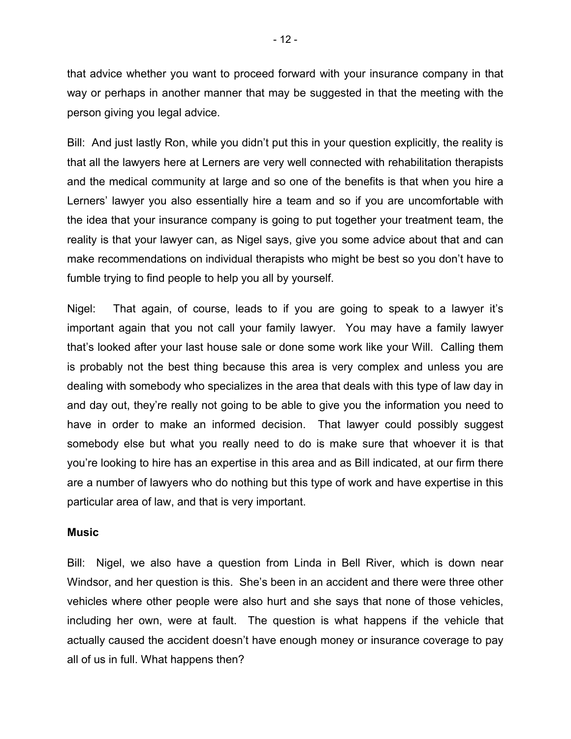that advice whether you want to proceed forward with your insurance company in that way or perhaps in another manner that may be suggested in that the meeting with the person giving you legal advice.

Bill: And just lastly Ron, while you didn't put this in your question explicitly, the reality is that all the lawyers here at Lerners are very well connected with rehabilitation therapists and the medical community at large and so one of the benefits is that when you hire a Lerners' lawyer you also essentially hire a team and so if you are uncomfortable with the idea that your insurance company is going to put together your treatment team, the reality is that your lawyer can, as Nigel says, give you some advice about that and can make recommendations on individual therapists who might be best so you don't have to fumble trying to find people to help you all by yourself.

Nigel: That again, of course, leads to if you are going to speak to a lawyer it's important again that you not call your family lawyer. You may have a family lawyer that's looked after your last house sale or done some work like your Will. Calling them is probably not the best thing because this area is very complex and unless you are dealing with somebody who specializes in the area that deals with this type of law day in and day out, they're really not going to be able to give you the information you need to have in order to make an informed decision. That lawyer could possibly suggest somebody else but what you really need to do is make sure that whoever it is that you're looking to hire has an expertise in this area and as Bill indicated, at our firm there are a number of lawyers who do nothing but this type of work and have expertise in this particular area of law, and that is very important.

**Music**

Bill: Nigel, we also have a question from Linda in Bell River, which is down near Windsor, and her question is this. She's been in an accident and there were three other vehicles where other people were also hurt and she says that none of those vehicles, including her own, were at fault. The question is what happens if the vehicle that actually caused the accident doesn't have enough money or insurance coverage to pay all of us in full. What happens then?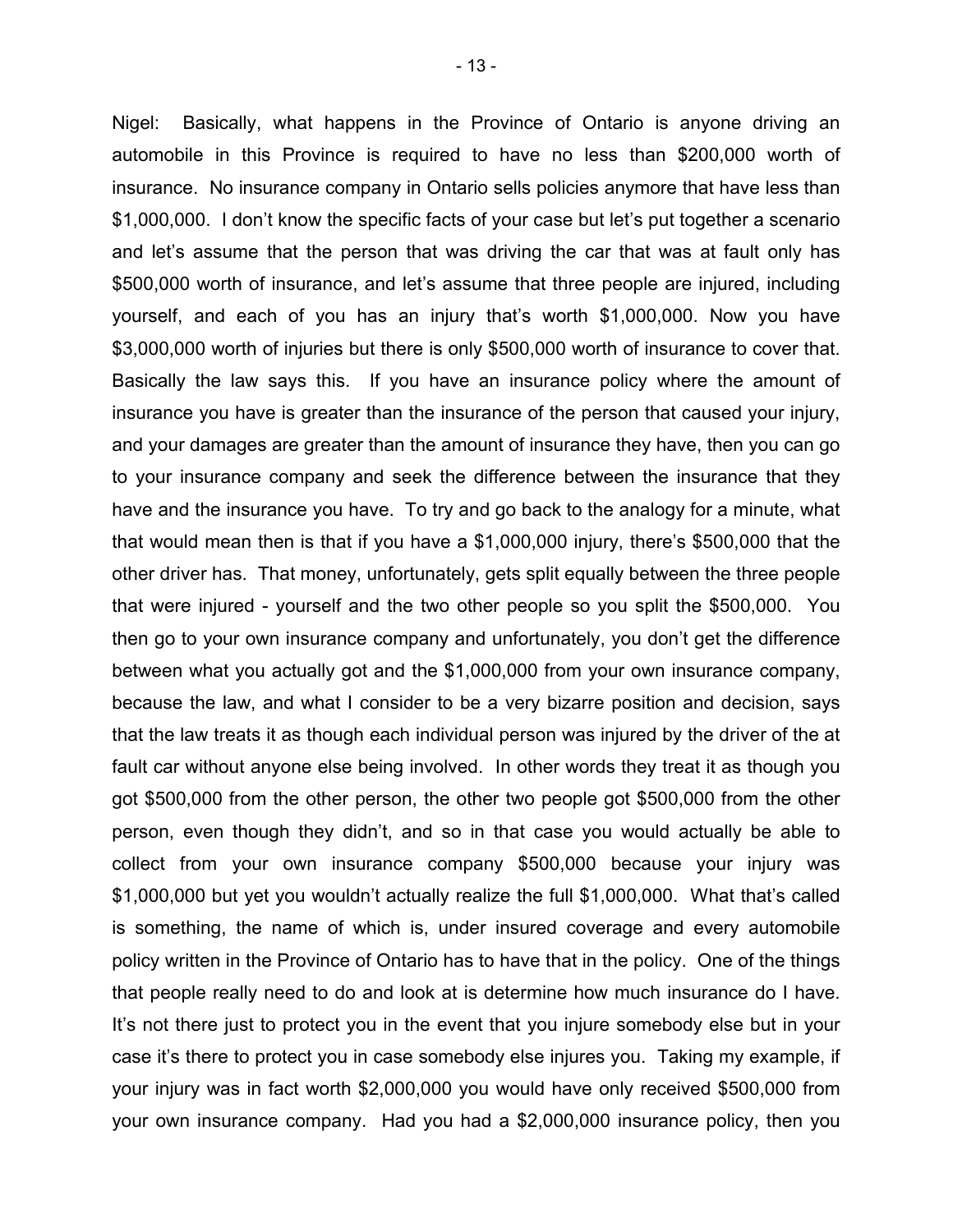Nigel: Basically, what happens in the Province of Ontario is anyone driving an automobile in this Province is required to have no less than $200,000 worth of insurance. No insurance company in Ontario sells policies anymore that have less than $1,000,000. I don't know the specific facts of your case but let's put together a scenario and let's assume that the person that was driving the car that was at fault only has $500,000 worth of insurance, and let's assume that three people are injured, including yourself, and each of you has an injury that's worth $1,000,000. Now you have $3,000,000 worth of injuries but there is only $500,000 worth of insurance to cover that. Basically the law says this. If you have an insurance policy where the amount of insurance you have is greater than the insurance of the person that caused your injury, and your damages are greater than the amount of insurance they have, then you can go to your insurance company and seek the difference between the insurance that they have and the insurance you have. To try and go back to the analogy for a minute, what that would mean then is that if you have a $1,000,000 injury, there's $500,000 that the other driver has. That money, unfortunately, gets split equally between the three people that were injured - yourself and the two other people so you split the $500,000. You then go to your own insurance company and unfortunately, you don't get the difference between what you actually got and the $1,000,000 from your own insurance company, because the law, and what I consider to be a very bizarre position and decision, says that the law treats it as though each individual person was injured by the driver of the at fault car without anyone else being involved. In other words they treat it as though you got $500,000 from the other person, the other two people got $500,000 from the other person, even though they didn't, and so in that case you would actually be able to collect from your own insurance company $500,000 because your injury was $1,000,000 but yet you wouldn't actually realize the full $1,000,000. What that's called is something, the name of which is, under insured coverage and every automobile policy written in the Province of Ontario has to have that in the policy. One of the things that people really need to do and look at is determine how much insurance do I have. It's not there just to protect you in the event that you injure somebody else but in your case it's there to protect you in case somebody else injures you. Taking my example, if your injury was in fact worth $2,000,000 you would have only received $500,000 from your own insurance company. Had you had a $2,000,000 insurance policy, then you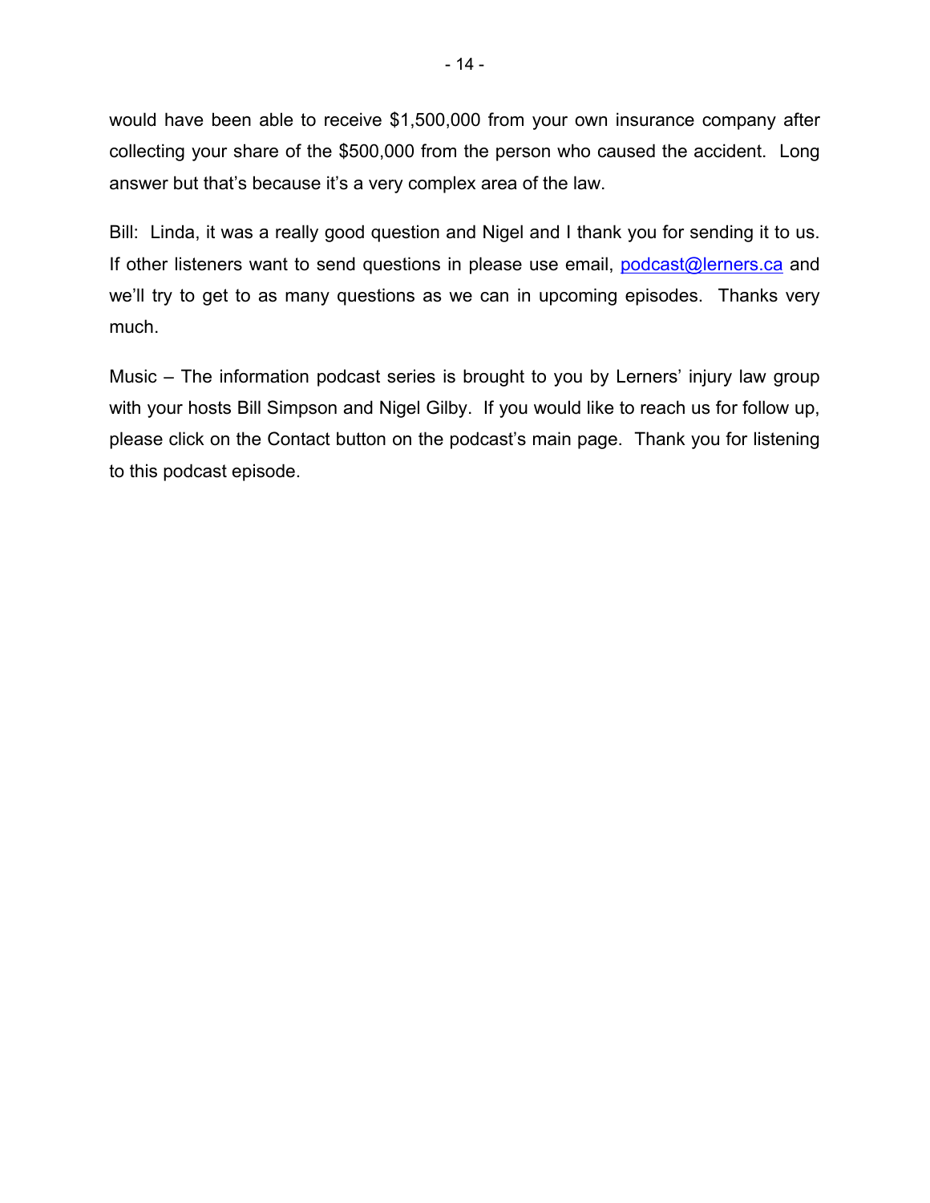would have been able to receive $1,500,000 from your own insurance company after collecting your share of the $500,000 from the person who caused the accident. Long answer but that's because it's a very complex area of the law.

Bill: Linda, it was a really good question and Nigel and I thank you for sending it to us. If other listeners want to send questions in please use email, podcast@lerners.ca and we'll try to get to as many questions as we can in upcoming episodes. Thanks very much.

Music – The information podcast series is brought to you by Lerners' injury law group with your hosts Bill Simpson and Nigel Gilby. If you would like to reach us for follow up, please click on the Contact button on the podcast's main page. Thank you for listening to this podcast episode.